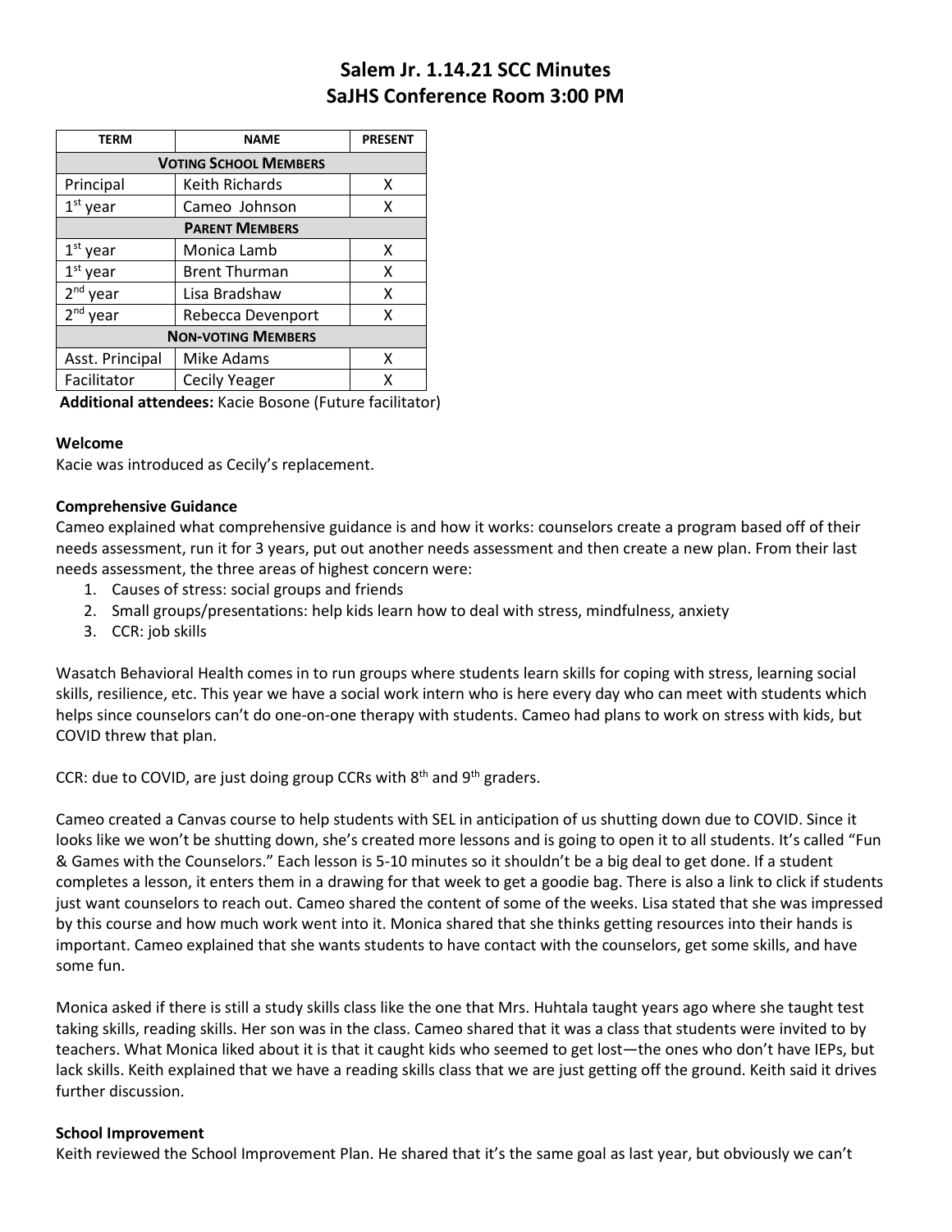# Salem Jr. 1.14.21 SCC Minutes
# SaJHS Conference Room 3:00 PM

| TERM | NAME | PRESENT |
|---|---|---|
| **VOTING SCHOOL MEMBERS** | | |
| Principal | Keith Richards | X |
| 1st year | Cameo Johnson | X |
| **PARENT MEMBERS** | | |
| 1st year | Monica Lamb | X |
| 1st year | Brent Thurman | X |
| 2nd year | Lisa Bradshaw | X |
| 2nd year | Rebecca Devenport | X |
| **NON-VOTING MEMBERS** | | |
| Asst. Principal | Mike Adams | X |
| Facilitator | Cecily Yeager | X |

**Additional attendees:** Kacie Bosone (Future facilitator)

**Welcome**

Kacie was introduced as Cecily's replacement.

**Comprehensive Guidance**

Cameo explained what comprehensive guidance is and how it works: counselors create a program based off of their needs assessment, run it for 3 years, put out another needs assessment and then create a new plan. From their last needs assessment, the three areas of highest concern were:

1. Causes of stress: social groups and friends
2. Small groups/presentations: help kids learn how to deal with stress, mindfulness, anxiety
3. CCR: job skills

Wasatch Behavioral Health comes in to run groups where students learn skills for coping with stress, learning social skills, resilience, etc. This year we have a social work intern who is here every day who can meet with students which helps since counselors can't do one-on-one therapy with students. Cameo had plans to work on stress with kids, but COVID threw that plan.

CCR: due to COVID, are just doing group CCRs with 8th and 9th graders.

Cameo created a Canvas course to help students with SEL in anticipation of us shutting down due to COVID. Since it looks like we won't be shutting down, she's created more lessons and is going to open it to all students. It's called "Fun & Games with the Counselors." Each lesson is 5-10 minutes so it shouldn't be a big deal to get done. If a student completes a lesson, it enters them in a drawing for that week to get a goodie bag. There is also a link to click if students just want counselors to reach out. Cameo shared the content of some of the weeks. Lisa stated that she was impressed by this course and how much work went into it. Monica shared that she thinks getting resources into their hands is important. Cameo explained that she wants students to have contact with the counselors, get some skills, and have some fun.

Monica asked if there is still a study skills class like the one that Mrs. Huhtala taught years ago where she taught test taking skills, reading skills. Her son was in the class. Cameo shared that it was a class that students were invited to by teachers. What Monica liked about it is that it caught kids who seemed to get lost—the ones who don't have IEPs, but lack skills. Keith explained that we have a reading skills class that we are just getting off the ground. Keith said it drives further discussion.

**School Improvement**

Keith reviewed the School Improvement Plan. He shared that it's the same goal as last year, but obviously we can't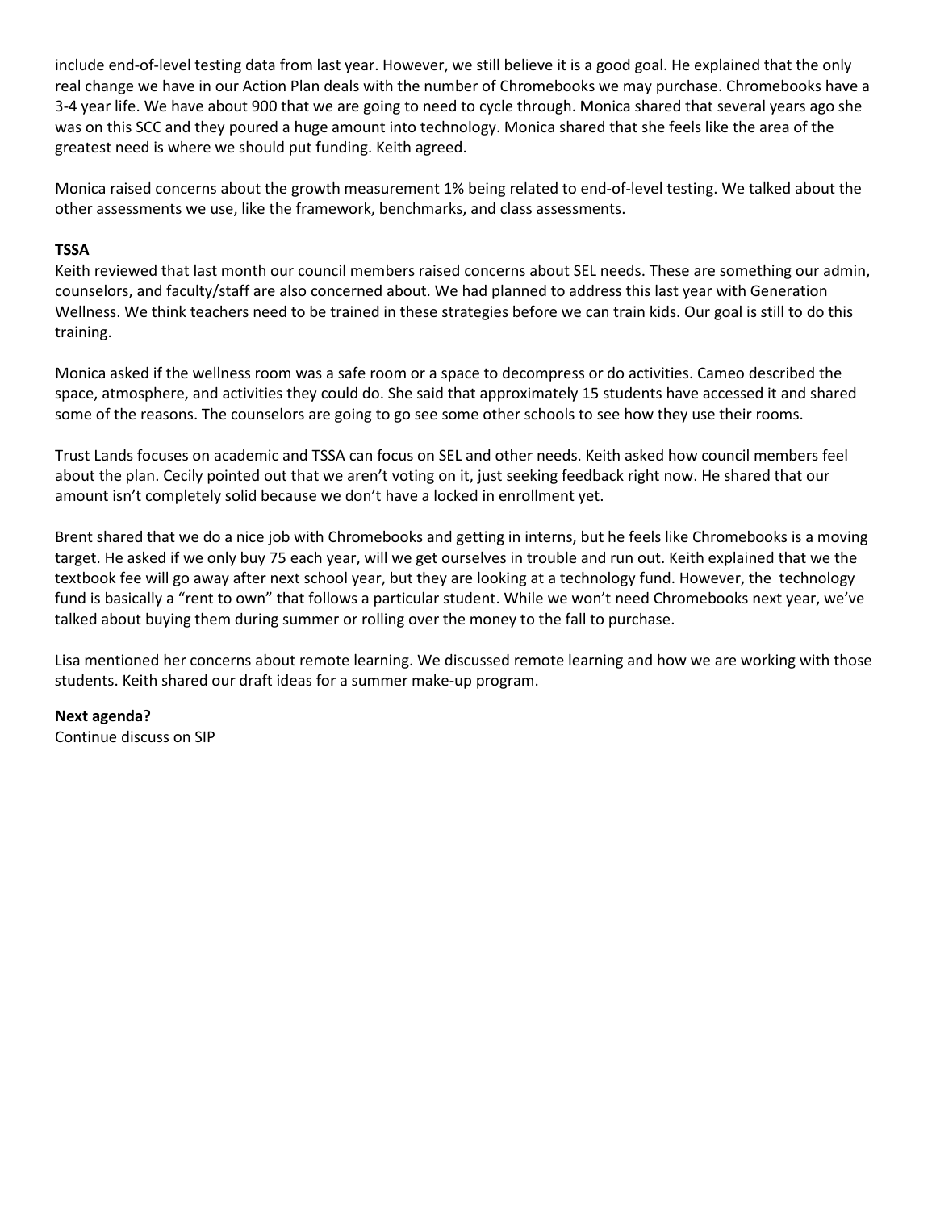include end-of-level testing data from last year. However, we still believe it is a good goal. He explained that the only real change we have in our Action Plan deals with the number of Chromebooks we may purchase. Chromebooks have a 3-4 year life. We have about 900 that we are going to need to cycle through. Monica shared that several years ago she was on this SCC and they poured a huge amount into technology. Monica shared that she feels like the area of the greatest need is where we should put funding. Keith agreed.

Monica raised concerns about the growth measurement 1% being related to end-of-level testing. We talked about the other assessments we use, like the framework, benchmarks, and class assessments.

**TSSA**

Keith reviewed that last month our council members raised concerns about SEL needs. These are something our admin, counselors, and faculty/staff are also concerned about. We had planned to address this last year with Generation Wellness. We think teachers need to be trained in these strategies before we can train kids. Our goal is still to do this training.

Monica asked if the wellness room was a safe room or a space to decompress or do activities. Cameo described the space, atmosphere, and activities they could do. She said that approximately 15 students have accessed it and shared some of the reasons. The counselors are going to go see some other schools to see how they use their rooms.

Trust Lands focuses on academic and TSSA can focus on SEL and other needs. Keith asked how council members feel about the plan. Cecily pointed out that we aren't voting on it, just seeking feedback right now. He shared that our amount isn't completely solid because we don't have a locked in enrollment yet.

Brent shared that we do a nice job with Chromebooks and getting in interns, but he feels like Chromebooks is a moving target. He asked if we only buy 75 each year, will we get ourselves in trouble and run out. Keith explained that we the textbook fee will go away after next school year, but they are looking at a technology fund. However, the technology fund is basically a "rent to own" that follows a particular student. While we won't need Chromebooks next year, we've talked about buying them during summer or rolling over the money to the fall to purchase.

Lisa mentioned her concerns about remote learning. We discussed remote learning and how we are working with those students. Keith shared our draft ideas for a summer make-up program.

**Next agenda?**

Continue discuss on SIP